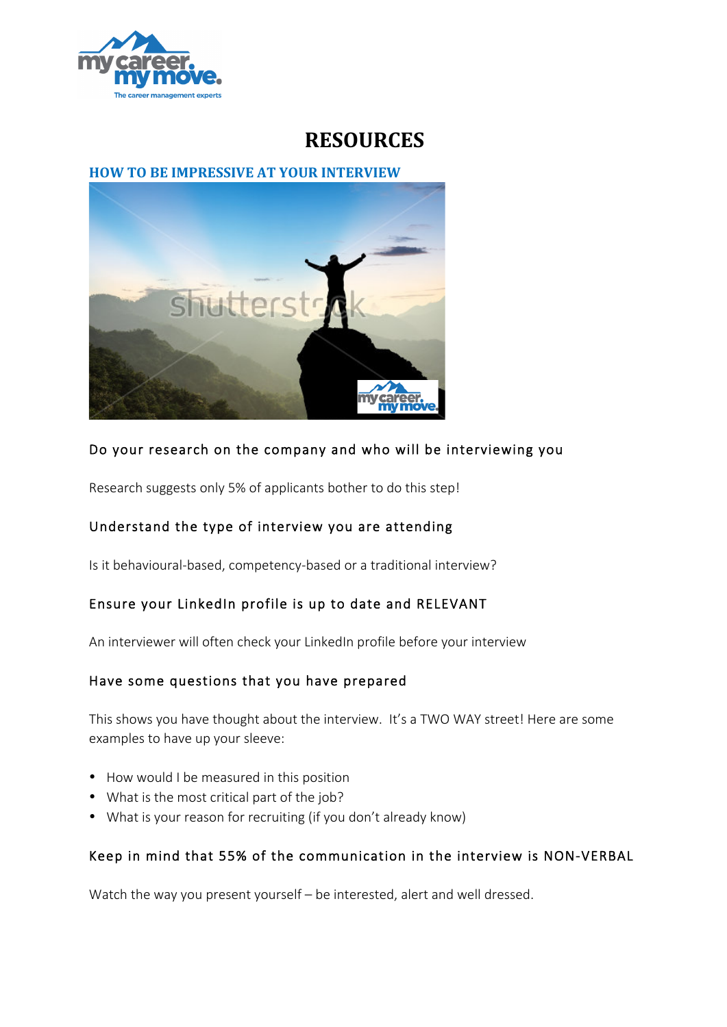# RESOURCES

## HOW TO BE IMPRESSIVE AT YOUR INTERVIEW

### Do your research on the company and who will be interviewing you

Research suggests only 5% of applicants bother to do this step!

### Understand the type of interview you are attending

Is it behavioural-based, competency-based or a traditional interview?

### Ensure your LinkedIn profile is up to date and RELEVANT

An interviewer will often check your LinkedIn profile before your interview

### Have some questions that you have prepared

This shows you have thought about the interview. It's a TWO WAY street! Here are some examples to have up your sleeve:

- How would I be measured in this position
- What is the most critical part of the job?
- What is your reason for recruiting (if you don't already know)

### Keep in mind that 55% of the communication in the interview is NON-VERBAL

Watch the way you present yourself – be interested, alert and well dressed.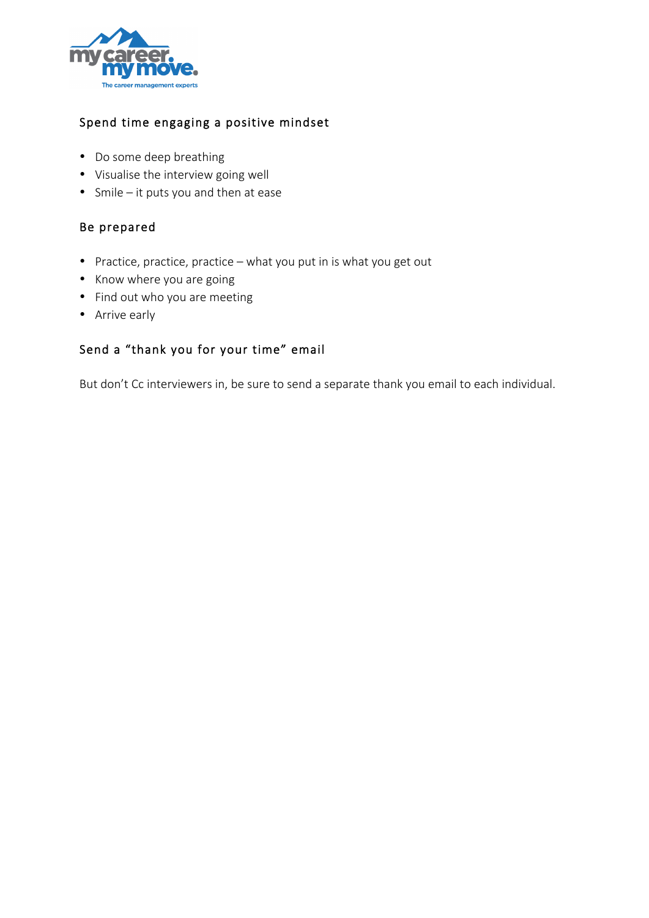## Spend time engaging a positive mindset

- Do some deep breathing
- Visualise the interview going well
- Smile – it puts you and then at ease

## Be prepared

- Practice, practice, practice – what you put in is what you get out
- Know where you are going
- Find out who you are meeting
- Arrive early

## Send a "thank you for your time" email

But don't Cc interviewers in, be sure to send a separate thank you email to each individual.